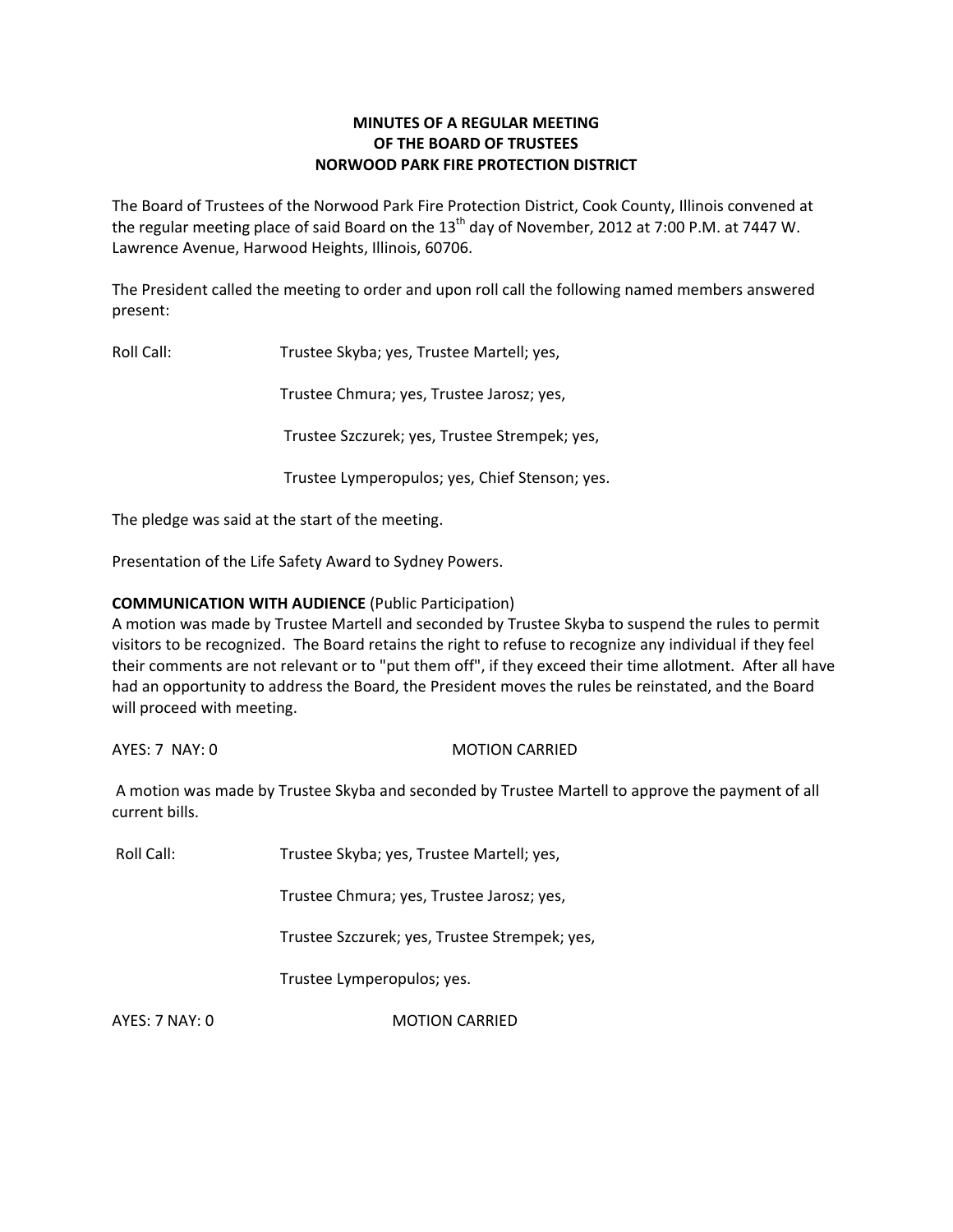**MINUTES OF A REGULAR MEETING OF THE BOARD OF TRUSTEES NORWOOD PARK FIRE PROTECTION DISTRICT**

The Board of Trustees of the Norwood Park Fire Protection District, Cook County, Illinois convened at the regular meeting place of said Board on the 13th day of November, 2012 at 7:00 P.M. at 7447 W. Lawrence Avenue, Harwood Heights, Illinois, 60706.

The President called the meeting to order and upon roll call the following named members answered present:

Roll Call: Trustee Skyba; yes, Trustee Martell; yes,

Trustee Chmura; yes, Trustee Jarosz; yes,

Trustee Szczurek; yes, Trustee Strempek; yes,

Trustee Lymperopulos; yes, Chief Stenson; yes.

The pledge was said at the start of the meeting.

Presentation of the Life Safety Award to Sydney Powers.

**COMMUNICATION WITH AUDIENCE** (Public Participation)

A motion was made by Trustee Martell and seconded by Trustee Skyba to suspend the rules to permit visitors to be recognized. The Board retains the right to refuse to recognize any individual if they feel their comments are not relevant or to "put them off", if they exceed their time allotment. After all have had an opportunity to address the Board, the President moves the rules be reinstated, and the Board will proceed with meeting.

AYES: 7 NAY: 0 MOTION CARRIED

A motion was made by Trustee Skyba and seconded by Trustee Martell to approve the payment of all current bills.

Roll Call: Trustee Skyba; yes, Trustee Martell; yes,

Trustee Chmura; yes, Trustee Jarosz; yes,

Trustee Szczurek; yes, Trustee Strempek; yes,

Trustee Lymperopulos; yes.

AYES: 7 NAY: 0 MOTION CARRIED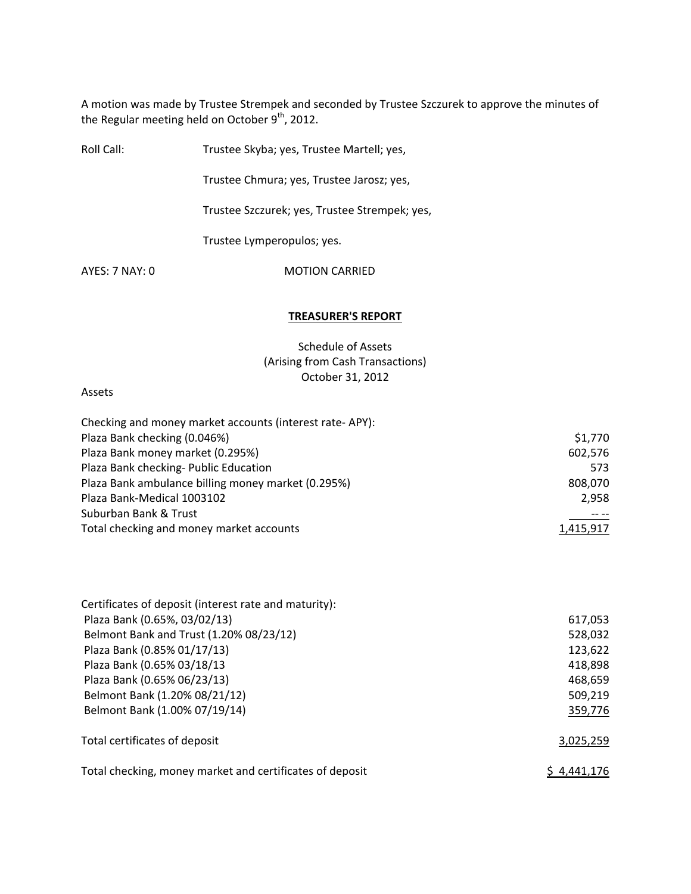A motion was made by Trustee Strempek and seconded by Trustee Szczurek to approve the minutes of the Regular meeting held on October 9th, 2012.

Roll Call: Trustee Skyba; yes, Trustee Martell; yes,

Trustee Chmura; yes, Trustee Jarosz; yes,

Trustee Szczurek; yes, Trustee Strempek; yes,

Trustee Lymperopulos; yes.

AYES: 7 NAY: 0 MOTION CARRIED

## TREASURER'S REPORT

Schedule of Assets
(Arising from Cash Transactions)
October 31, 2012

Assets

| | |
|---|---|
| Checking and money market accounts (interest rate- APY): | |
| Plaza Bank checking (0.046%) | $1,770 |
| Plaza Bank money market (0.295%) | 602,576 |
| Plaza Bank checking- Public Education | 573 |
| Plaza Bank ambulance billing money market (0.295%) | 808,070 |
| Plaza Bank-Medical 1003102 | 2,958 |
| Suburban Bank & Trust | -- -- |
| Total checking and money market accounts | 1,415,917 |

| | |
|---|---|
| Certificates of deposit (interest rate and maturity): | |
| Plaza Bank (0.65%, 03/02/13) | 617,053 |
| Belmont Bank and Trust (1.20% 08/23/12) | 528,032 |
| Plaza Bank (0.85% 01/17/13) | 123,622 |
| Plaza Bank (0.65% 03/18/13 | 418,898 |
| Plaza Bank (0.65% 06/23/13) | 468,659 |
| Belmont Bank (1.20% 08/21/12) | 509,219 |
| Belmont Bank (1.00% 07/19/14) | 359,776 |
| Total certificates of deposit | 3,025,259 |
| Total checking, money market and certificates of deposit | $ 4,441,176 |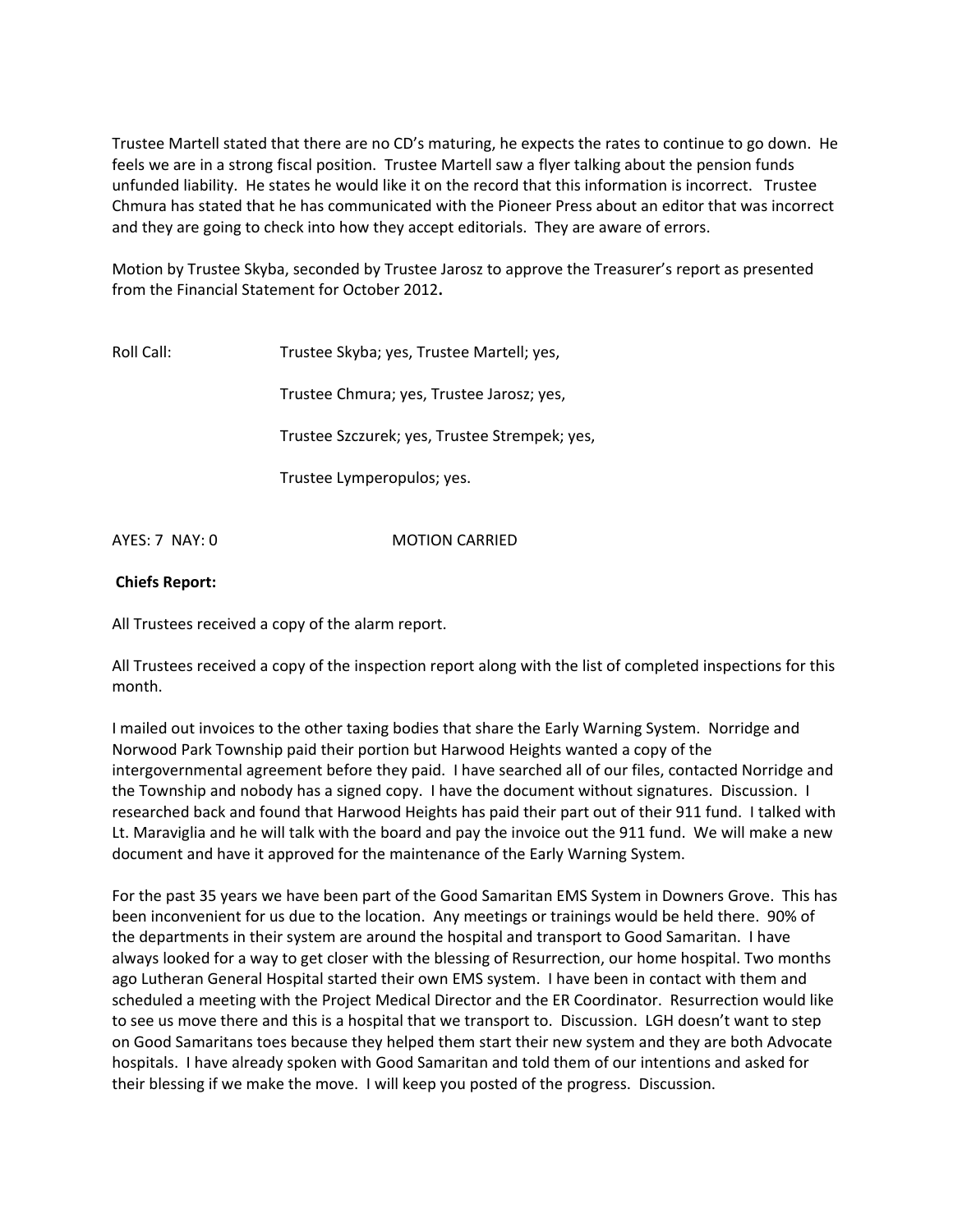Trustee Martell stated that there are no CD's maturing, he expects the rates to continue to go down. He feels we are in a strong fiscal position. Trustee Martell saw a flyer talking about the pension funds unfunded liability. He states he would like it on the record that this information is incorrect. Trustee Chmura has stated that he has communicated with the Pioneer Press about an editor that was incorrect and they are going to check into how they accept editorials. They are aware of errors.

Motion by Trustee Skyba, seconded by Trustee Jarosz to approve the Treasurer's report as presented from the Financial Statement for October 2012**.**

Roll Call: Trustee Skyba; yes, Trustee Martell; yes,

Trustee Chmura; yes, Trustee Jarosz; yes,

Trustee Szczurek; yes, Trustee Strempek; yes,

Trustee Lymperopulos; yes.

AYES: 7 NAY: 0 MOTION CARRIED

**Chiefs Report:**

All Trustees received a copy of the alarm report.

All Trustees received a copy of the inspection report along with the list of completed inspections for this month.

I mailed out invoices to the other taxing bodies that share the Early Warning System. Norridge and Norwood Park Township paid their portion but Harwood Heights wanted a copy of the intergovernmental agreement before they paid. I have searched all of our files, contacted Norridge and the Township and nobody has a signed copy. I have the document without signatures. Discussion. I researched back and found that Harwood Heights has paid their part out of their 911 fund. I talked with Lt. Maraviglia and he will talk with the board and pay the invoice out the 911 fund. We will make a new document and have it approved for the maintenance of the Early Warning System.

For the past 35 years we have been part of the Good Samaritan EMS System in Downers Grove. This has been inconvenient for us due to the location. Any meetings or trainings would be held there. 90% of the departments in their system are around the hospital and transport to Good Samaritan. I have always looked for a way to get closer with the blessing of Resurrection, our home hospital. Two months ago Lutheran General Hospital started their own EMS system. I have been in contact with them and scheduled a meeting with the Project Medical Director and the ER Coordinator. Resurrection would like to see us move there and this is a hospital that we transport to. Discussion. LGH doesn't want to step on Good Samaritans toes because they helped them start their new system and they are both Advocate hospitals. I have already spoken with Good Samaritan and told them of our intentions and asked for their blessing if we make the move. I will keep you posted of the progress. Discussion.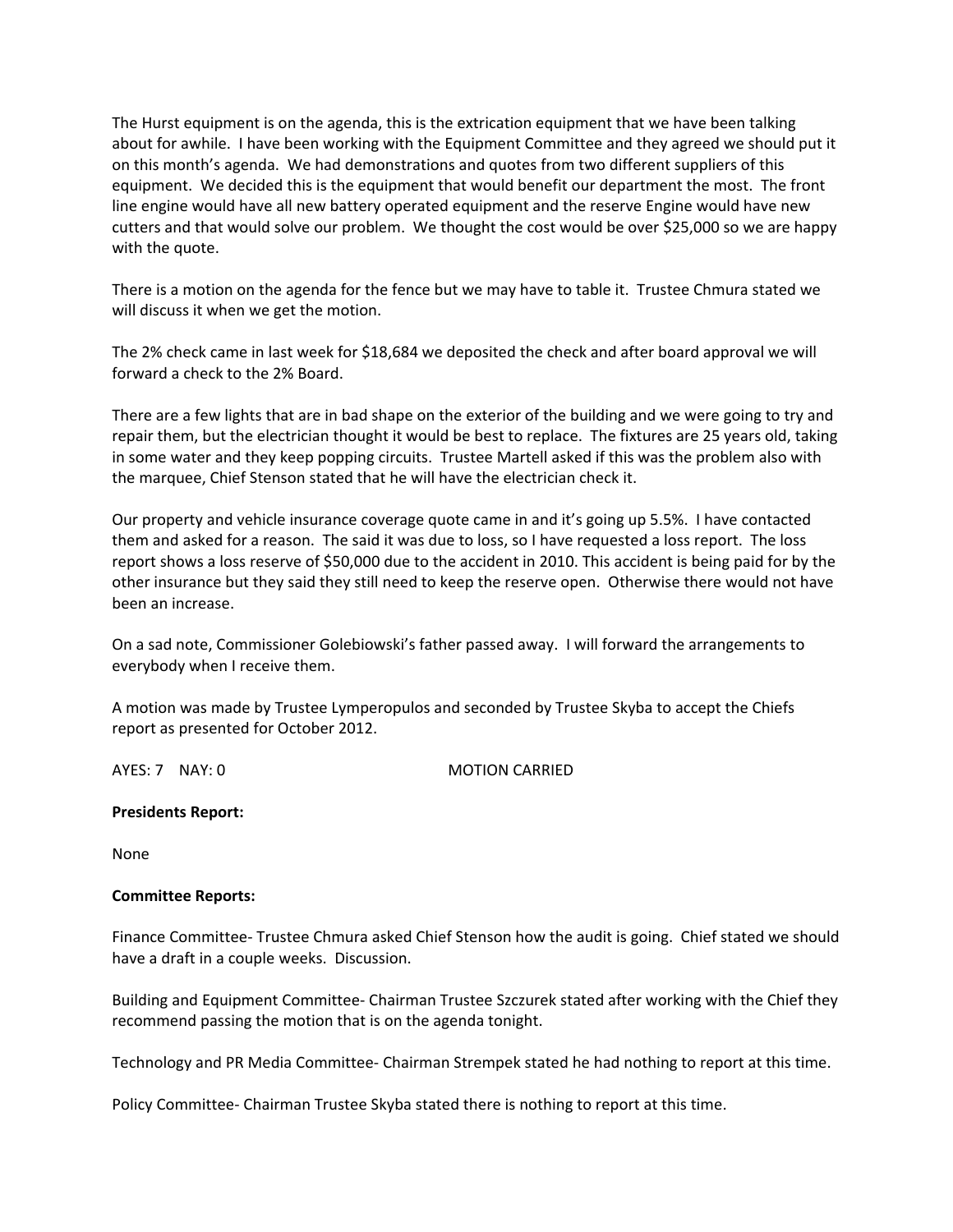The Hurst equipment is on the agenda, this is the extrication equipment that we have been talking about for awhile. I have been working with the Equipment Committee and they agreed we should put it on this month's agenda. We had demonstrations and quotes from two different suppliers of this equipment. We decided this is the equipment that would benefit our department the most. The front line engine would have all new battery operated equipment and the reserve Engine would have new cutters and that would solve our problem. We thought the cost would be over $25,000 so we are happy with the quote.

There is a motion on the agenda for the fence but we may have to table it. Trustee Chmura stated we will discuss it when we get the motion.

The 2% check came in last week for $18,684 we deposited the check and after board approval we will forward a check to the 2% Board.

There are a few lights that are in bad shape on the exterior of the building and we were going to try and repair them, but the electrician thought it would be best to replace. The fixtures are 25 years old, taking in some water and they keep popping circuits. Trustee Martell asked if this was the problem also with the marquee, Chief Stenson stated that he will have the electrician check it.

Our property and vehicle insurance coverage quote came in and it's going up 5.5%. I have contacted them and asked for a reason. The said it was due to loss, so I have requested a loss report. The loss report shows a loss reserve of $50,000 due to the accident in 2010. This accident is being paid for by the other insurance but they said they still need to keep the reserve open. Otherwise there would not have been an increase.

On a sad note, Commissioner Golebiowski's father passed away. I will forward the arrangements to everybody when I receive them.

A motion was made by Trustee Lymperopulos and seconded by Trustee Skyba to accept the Chiefs report as presented for October 2012.

AYES: 7 NAY: 0 MOTION CARRIED

**Presidents Report:**

None

**Committee Reports:**

Finance Committee- Trustee Chmura asked Chief Stenson how the audit is going. Chief stated we should have a draft in a couple weeks. Discussion.

Building and Equipment Committee- Chairman Trustee Szczurek stated after working with the Chief they recommend passing the motion that is on the agenda tonight.

Technology and PR Media Committee- Chairman Strempek stated he had nothing to report at this time.

Policy Committee- Chairman Trustee Skyba stated there is nothing to report at this time.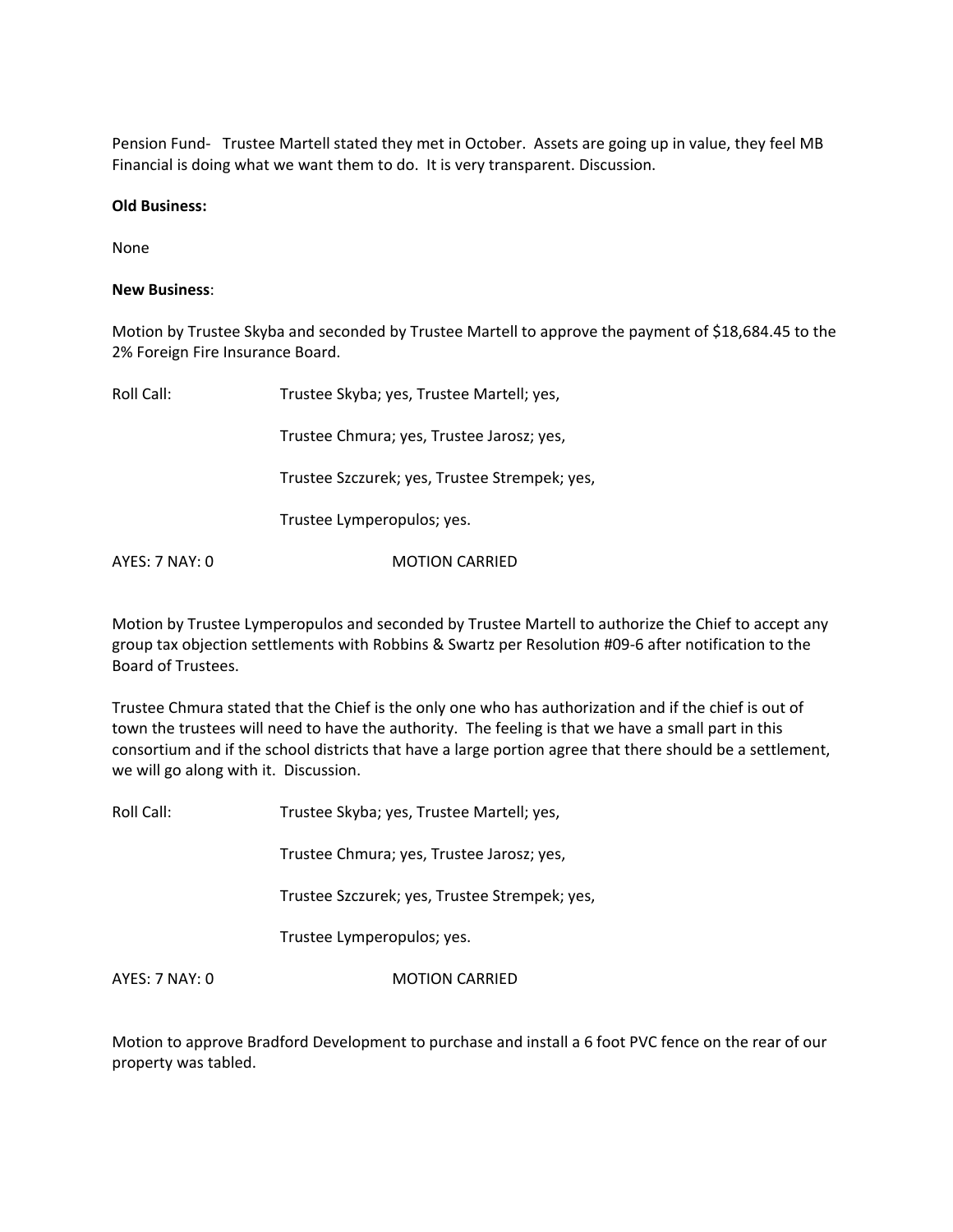Pension Fund- Trustee Martell stated they met in October. Assets are going up in value, they feel MB Financial is doing what we want them to do. It is very transparent. Discussion.

**Old Business:**

None

**New Business**:

Motion by Trustee Skyba and seconded by Trustee Martell to approve the payment of $18,684.45 to the 2% Foreign Fire Insurance Board.

Roll Call: Trustee Skyba; yes, Trustee Martell; yes,

Trustee Chmura; yes, Trustee Jarosz; yes,

Trustee Szczurek; yes, Trustee Strempek; yes,

Trustee Lymperopulos; yes.

AYES: 7 NAY: 0 MOTION CARRIED

Motion by Trustee Lymperopulos and seconded by Trustee Martell to authorize the Chief to accept any group tax objection settlements with Robbins & Swartz per Resolution #09-6 after notification to the Board of Trustees.

Trustee Chmura stated that the Chief is the only one who has authorization and if the chief is out of town the trustees will need to have the authority. The feeling is that we have a small part in this consortium and if the school districts that have a large portion agree that there should be a settlement, we will go along with it. Discussion.

Roll Call: Trustee Skyba; yes, Trustee Martell; yes,

Trustee Chmura; yes, Trustee Jarosz; yes,

Trustee Szczurek; yes, Trustee Strempek; yes,

Trustee Lymperopulos; yes.

AYES: 7 NAY: 0 MOTION CARRIED

Motion to approve Bradford Development to purchase and install a 6 foot PVC fence on the rear of our property was tabled.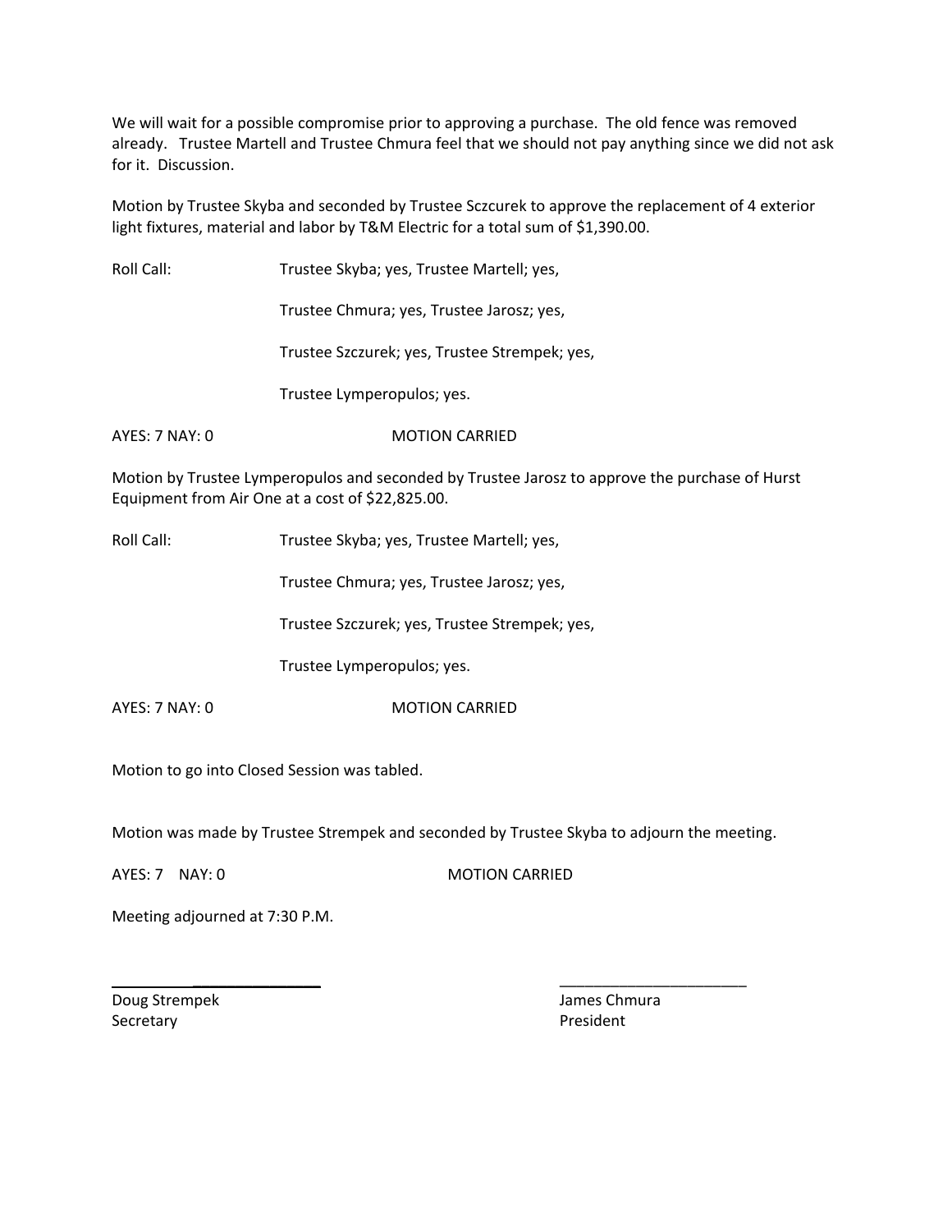We will wait for a possible compromise prior to approving a purchase. The old fence was removed already. Trustee Martell and Trustee Chmura feel that we should not pay anything since we did not ask for it. Discussion.

Motion by Trustee Skyba and seconded by Trustee Sczcurek to approve the replacement of 4 exterior light fixtures, material and labor by T&M Electric for a total sum of $1,390.00.

Roll Call: Trustee Skyba; yes, Trustee Martell; yes,

Trustee Chmura; yes, Trustee Jarosz; yes,

Trustee Szczurek; yes, Trustee Strempek; yes,

Trustee Lymperopulos; yes.

AYES: 7 NAY: 0 MOTION CARRIED

Motion by Trustee Lymperopulos and seconded by Trustee Jarosz to approve the purchase of Hurst Equipment from Air One at a cost of $22,825.00.

Roll Call: Trustee Skyba; yes, Trustee Martell; yes,

Trustee Chmura; yes, Trustee Jarosz; yes,

Trustee Szczurek; yes, Trustee Strempek; yes,

Trustee Lymperopulos; yes.

AYES: 7 NAY: 0 MOTION CARRIED

Motion to go into Closed Session was tabled.

Motion was made by Trustee Strempek and seconded by Trustee Skyba to adjourn the meeting.

AYES: 7 NAY: 0 MOTION CARRIED

Meeting adjourned at 7:30 P.M.

\_\_\_\_\_\_\_\_\_\_\_\_\_\_\_\_\_\_\_\_\_\_ \_\_\_\_\_\_\_\_\_\_\_\_\_\_\_\_\_\_\_\_\_\_

Doug Strempek
Secretary

James Chmura
President